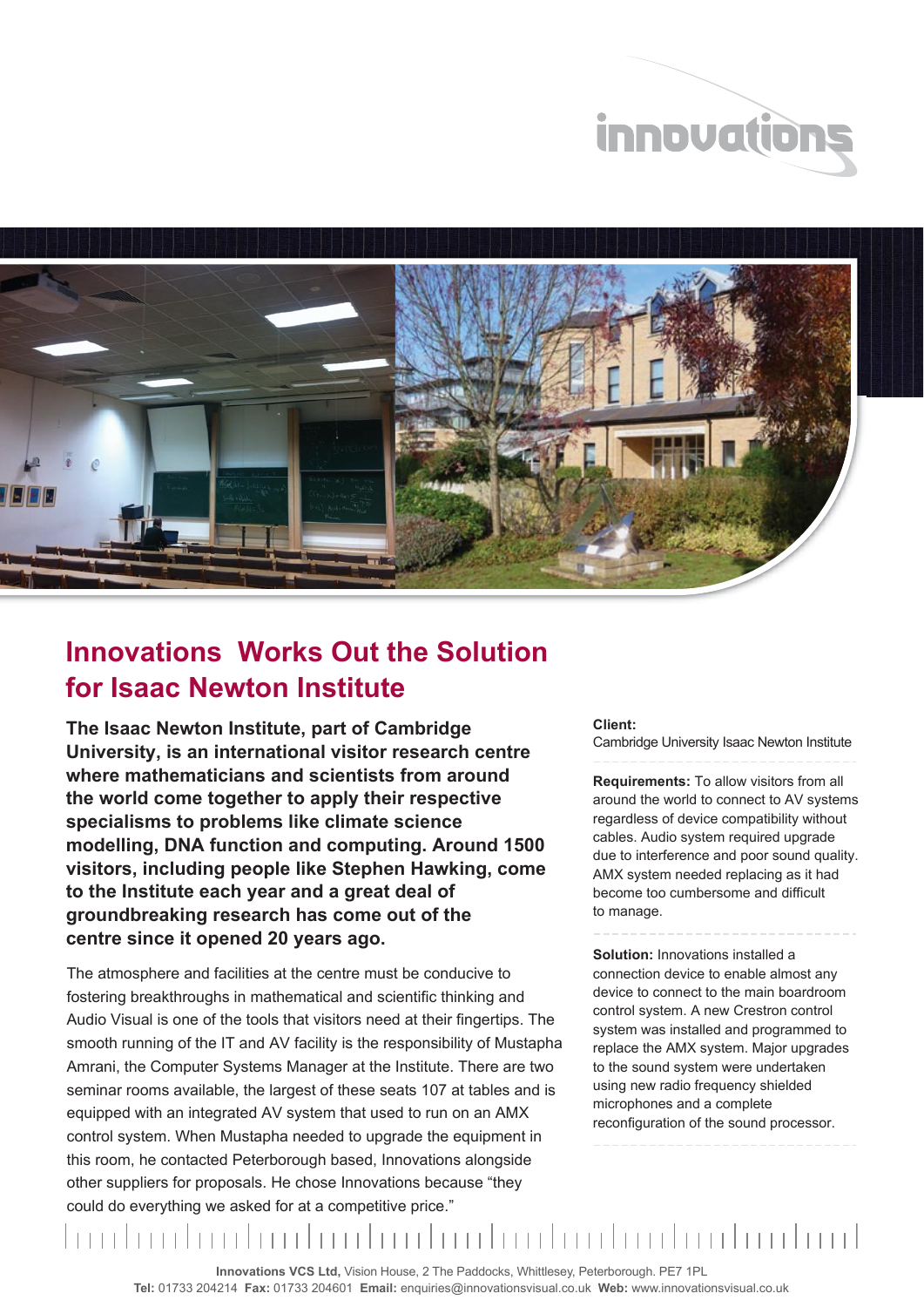innovations

# Innovations  Works Out the Solution for Isaac Newton Institute

**The Isaac Newton Institute, part of Cambridge University, is an international visitor research centre where mathematicians and scientists from around the world come together to apply their respective specialisms to problems like climate science modelling, DNA function and computing. Around 1500 visitors, including people like Stephen Hawking, come to the Institute each year and a great deal of groundbreaking research has come out of the centre since it opened 20 years ago.**

The atmosphere and facilities at the centre must be conducive to fostering breakthroughs in mathematical and scientific thinking and Audio Visual is one of the tools that visitors need at their fingertips. The smooth running of the IT and AV facility is the responsibility of Mustapha Amrani, the Computer Systems Manager at the Institute. There are two seminar rooms available, the largest of these seats 107 at tables and is equipped with an integrated AV system that used to run on an AMX control system. When Mustapha needed to upgrade the equipment in this room, he contacted Peterborough based, Innovations alongside other suppliers for proposals. He chose Innovations because “they could do everything we asked for at a competitive price.”

**Client:**
Cambridge University Isaac Newton Institute

**Requirements:** To allow visitors from all around the world to connect to AV systems regardless of device compatibility without cables. Audio system required upgrade due to interference and poor sound quality. AMX system needed replacing as it had become too cumbersome and difficult to manage.

**Solution:** Innovations installed a connection device to enable almost any device to connect to the main boardroom control system. A new Crestron control system was installed and programmed to replace the AMX system. Major upgrades to the sound system were undertaken using new radio frequency shielded microphones and a complete reconfiguration of the sound processor.

**Innovations VCS Ltd,** Vision House, 2 The Paddocks, Whittlesey, Peterborough. PE7 1PL
**Tel:** 01733 204214 **Fax:** 01733 204601 **Email:** enquiries@innovationsvisual.co.uk **Web:** www.innovationsvisual.co.uk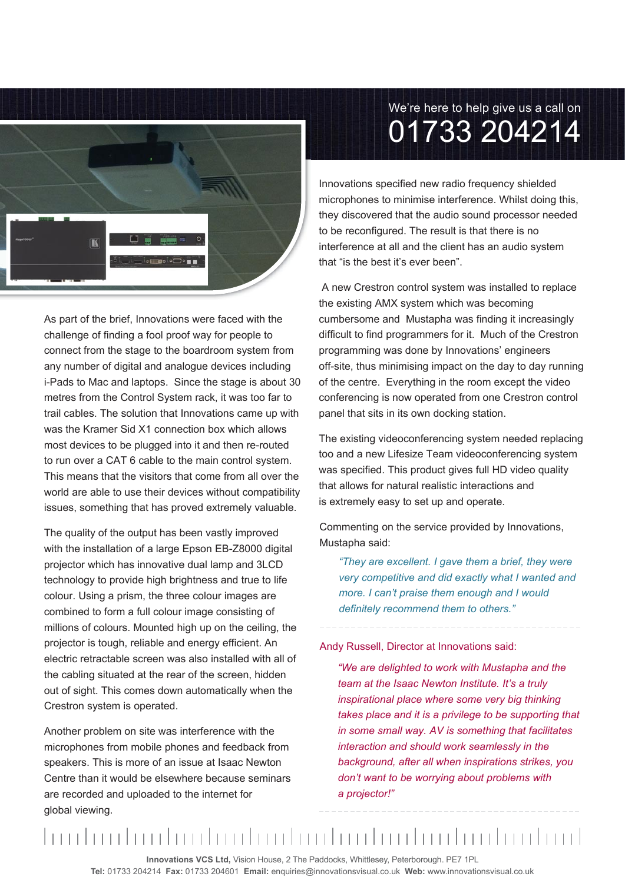We're here to help give us a call on

01733 204214

As part of the brief, Innovations were faced with the challenge of finding a fool proof way for people to connect from the stage to the boardroom system from any number of digital and analogue devices including i-Pads to Mac and laptops. Since the stage is about 30 metres from the Control System rack, it was too far to trail cables. The solution that Innovations came up with was the Kramer Sid X1 connection box which allows most devices to be plugged into it and then re-routed to run over a CAT 6 cable to the main control system. This means that the visitors that come from all over the world are able to use their devices without compatibility issues, something that has proved extremely valuable.

The quality of the output has been vastly improved with the installation of a large Epson EB-Z8000 digital projector which has innovative dual lamp and 3LCD technology to provide high brightness and true to life colour. Using a prism, the three colour images are combined to form a full colour image consisting of millions of colours. Mounted high up on the ceiling, the projector is tough, reliable and energy efficient. An electric retractable screen was also installed with all of the cabling situated at the rear of the screen, hidden out of sight. This comes down automatically when the Crestron system is operated.

Another problem on site was interference with the microphones from mobile phones and feedback from speakers. This is more of an issue at Isaac Newton Centre than it would be elsewhere because seminars are recorded and uploaded to the internet for global viewing.

Innovations specified new radio frequency shielded microphones to minimise interference. Whilst doing this, they discovered that the audio sound processor needed to be reconfigured. The result is that there is no interference at all and the client has an audio system that "is the best it's ever been".

A new Crestron control system was installed to replace the existing AMX system which was becoming cumbersome and Mustapha was finding it increasingly difficult to find programmers for it. Much of the Crestron programming was done by Innovations' engineers off-site, thus minimising impact on the day to day running of the centre. Everything in the room except the video conferencing is now operated from one Crestron control panel that sits in its own docking station.

The existing videoconferencing system needed replacing too and a new Lifesize Team videoconferencing system was specified. This product gives full HD video quality that allows for natural realistic interactions and is extremely easy to set up and operate.

Commenting on the service provided by Innovations, Mustapha said:

> *"They are excellent. I gave them a brief, they were very competitive and did exactly what I wanted and more. I can't praise them enough and I would definitely recommend them to others."*

Andy Russell, Director at Innovations said:

> *"We are delighted to work with Mustapha and the team at the Isaac Newton Institute. It's a truly inspirational place where some very big thinking takes place and it is a privilege to be supporting that in some small way. AV is something that facilitates interaction and should work seamlessly in the background, after all when inspirations strikes, you don't want to be worrying about problems with a projector!"*

**Innovations VCS Ltd,** Vision House, 2 The Paddocks, Whittlesey, Peterborough. PE7 1PL
**Tel:** 01733 204214 **Fax:** 01733 204601 **Email:** enquiries@innovationsvisual.co.uk **Web:** www.innovationsvisual.co.uk